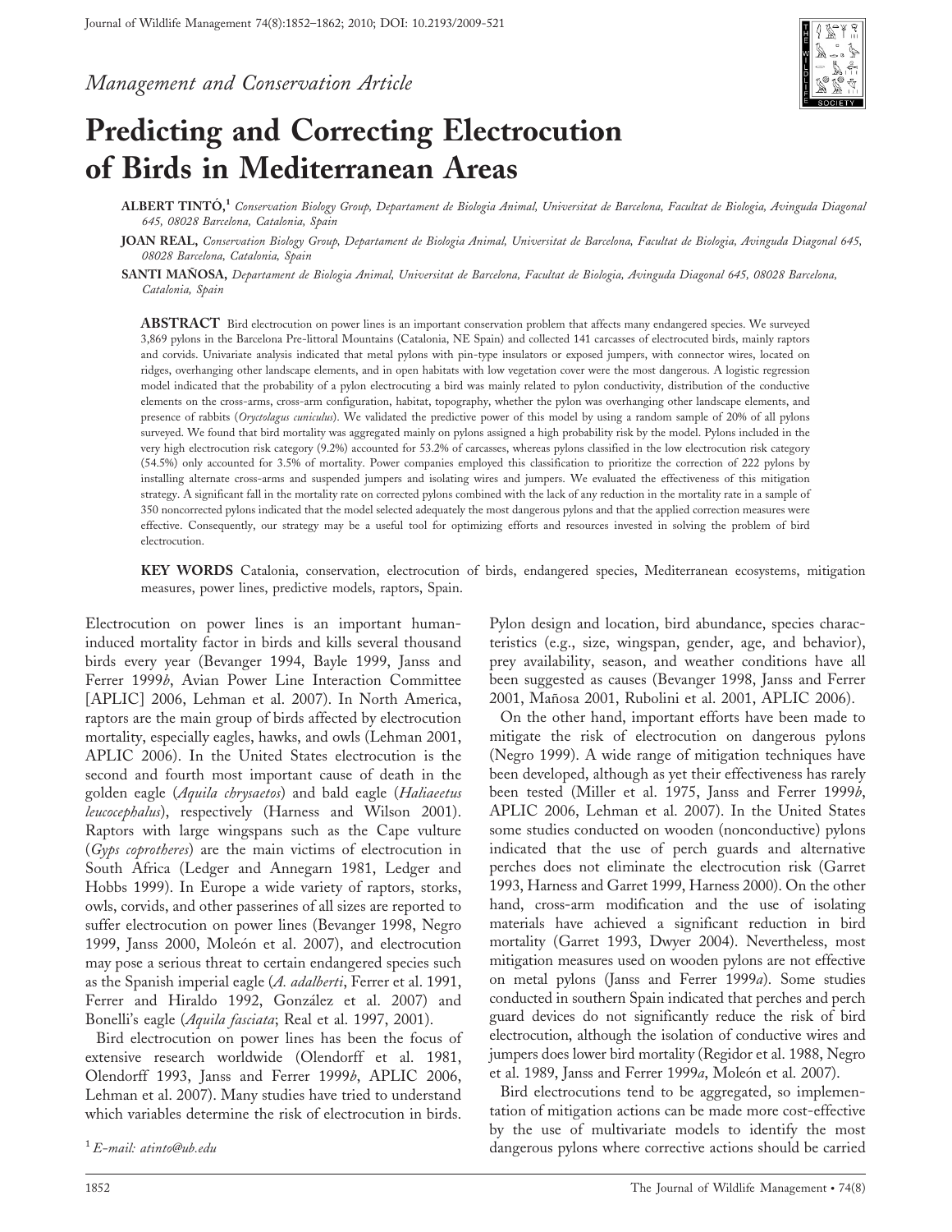*Management and Conservation Article*

# Predicting and Correcting Electrocution of Birds in Mediterranean Areas

**ALBERT TINTÓ,[1]** *Conservation Biology Group, Departament de Biologia Animal, Universitat de Barcelona, Facultat de Biologia, Avinguda Diagonal 645, 08028 Barcelona, Catalonia, Spain*

**JOAN REAL,** *Conservation Biology Group, Departament de Biologia Animal, Universitat de Barcelona, Facultat de Biologia, Avinguda Diagonal 645, 08028 Barcelona, Catalonia, Spain*

**SANTI MAÑOSA,** *Departament de Biologia Animal, Universitat de Barcelona, Facultat de Biologia, Avinguda Diagonal 645, 08028 Barcelona, Catalonia, Spain*

**ABSTRACT** Bird electrocution on power lines is an important conservation problem that affects many endangered species. We surveyed 3,869 pylons in the Barcelona Pre-littoral Mountains (Catalonia, NE Spain) and collected 141 carcasses of electrocuted birds, mainly raptors and corvids. Univariate analysis indicated that metal pylons with pin-type insulators or exposed jumpers, with connector wires, located on ridges, overhanging other landscape elements, and in open habitats with low vegetation cover were the most dangerous. A logistic regression model indicated that the probability of a pylon electrocuting a bird was mainly related to pylon conductivity, distribution of the conductive elements on the cross-arms, cross-arm configuration, habitat, topography, whether the pylon was overhanging other landscape elements, and presence of rabbits (*Oryctolagus cuniculus*). We validated the predictive power of this model by using a random sample of 20% of all pylons surveyed. We found that bird mortality was aggregated mainly on pylons assigned a high probability risk by the model. Pylons included in the very high electrocution risk category (9.2%) accounted for 53.2% of carcasses, whereas pylons classified in the low electrocution risk category (54.5%) only accounted for 3.5% of mortality. Power companies employed this classification to prioritize the correction of 222 pylons by installing alternate cross-arms and suspended jumpers and isolating wires and jumpers. We evaluated the effectiveness of this mitigation strategy. A significant fall in the mortality rate on corrected pylons combined with the lack of any reduction in the mortality rate in a sample of 350 noncorrected pylons indicated that the model selected adequately the most dangerous pylons and that the applied correction measures were effective. Consequently, our strategy may be a useful tool for optimizing efforts and resources invested in solving the problem of bird electrocution.

**KEY WORDS** Catalonia, conservation, electrocution of birds, endangered species, Mediterranean ecosystems, mitigation measures, power lines, predictive models, raptors, Spain.

Electrocution on power lines is an important human-induced mortality factor in birds and kills several thousand birds every year (Bevanger 1994, Bayle 1999, Janss and Ferrer 1999*b*, Avian Power Line Interaction Committee [APLIC] 2006, Lehman et al. 2007). In North America, raptors are the main group of birds affected by electrocution mortality, especially eagles, hawks, and owls (Lehman 2001, APLIC 2006). In the United States electrocution is the second and fourth most important cause of death in the golden eagle (*Aquila chrysaetos*) and bald eagle (*Haliaeetus leucocephalus*), respectively (Harness and Wilson 2001). Raptors with large wingspans such as the Cape vulture (*Gyps coprotheres*) are the main victims of electrocution in South Africa (Ledger and Annegarn 1981, Ledger and Hobbs 1999). In Europe a wide variety of raptors, storks, owls, corvids, and other passerines of all sizes are reported to suffer electrocution on power lines (Bevanger 1998, Negro 1999, Janss 2000, Moleón et al. 2007), and electrocution may pose a serious threat to certain endangered species such as the Spanish imperial eagle (*A. adalberti*, Ferrer et al. 1991, Ferrer and Hiraldo 1992, González et al. 2007) and Bonelli's eagle (*Aquila fasciata*; Real et al. 1997, 2001).

Bird electrocution on power lines has been the focus of extensive research worldwide (Olendorff et al. 1981, Olendorff 1993, Janss and Ferrer 1999*b*, APLIC 2006, Lehman et al. 2007). Many studies have tried to understand which variables determine the risk of electrocution in birds. Pylon design and location, bird abundance, species characteristics (e.g., size, wingspan, gender, age, and behavior), prey availability, season, and weather conditions have all been suggested as causes (Bevanger 1998, Janss and Ferrer 2001, Mañosa 2001, Rubolini et al. 2001, APLIC 2006).

On the other hand, important efforts have been made to mitigate the risk of electrocution on dangerous pylons (Negro 1999). A wide range of mitigation techniques have been developed, although as yet their effectiveness has rarely been tested (Miller et al. 1975, Janss and Ferrer 1999*b*, APLIC 2006, Lehman et al. 2007). In the United States some studies conducted on wooden (nonconductive) pylons indicated that the use of perch guards and alternative perches does not eliminate the electrocution risk (Garret 1993, Harness and Garret 1999, Harness 2000). On the other hand, cross-arm modification and the use of isolating materials have achieved a significant reduction in bird mortality (Garret 1993, Dwyer 2004). Nevertheless, most mitigation measures used on wooden pylons are not effective on metal pylons (Janss and Ferrer 1999*a*). Some studies conducted in southern Spain indicated that perches and perch guard devices do not significantly reduce the risk of bird electrocution, although the isolation of conductive wires and jumpers does lower bird mortality (Regidor et al. 1988, Negro et al. 1989, Janss and Ferrer 1999*a*, Moleón et al. 2007).

Bird electrocutions tend to be aggregated, so implementation of mitigation actions can be made more cost-effective by the use of multivariate models to identify the most dangerous pylons where corrective actions should be carried

[1] *E-mail: atinto@ub.edu*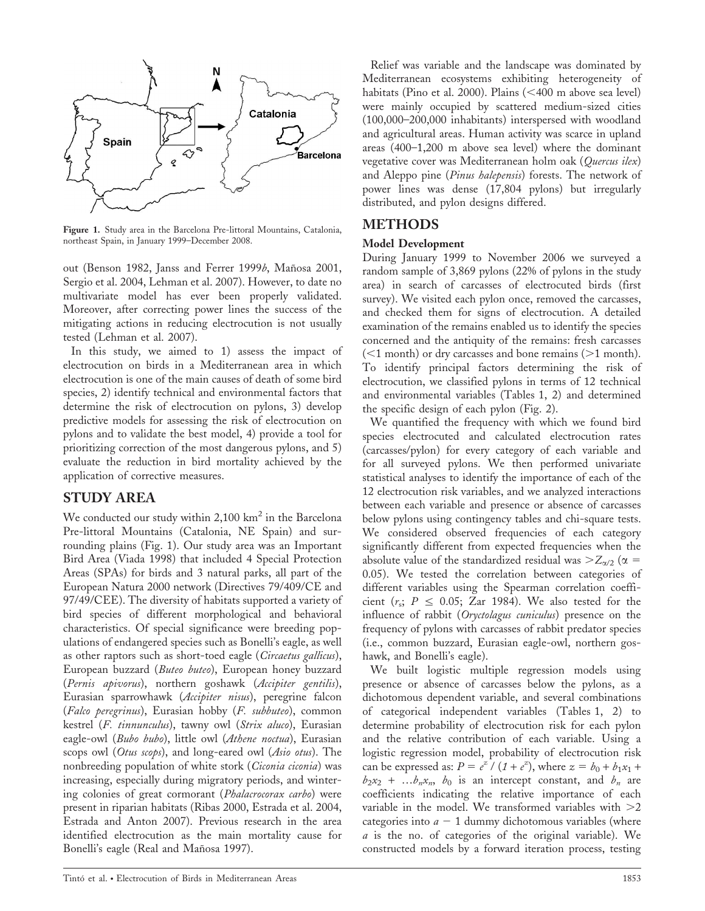Figure 1. Study area in the Barcelona Pre-littoral Mountains, Catalonia, northeast Spain, in January 1999–December 2008.

out (Benson 1982, Janss and Ferrer 1999*b*, Mañosa 2001, Sergio et al. 2004, Lehman et al. 2007). However, to date no multivariate model has ever been properly validated. Moreover, after correcting power lines the success of the mitigating actions in reducing electrocution is not usually tested (Lehman et al. 2007).

In this study, we aimed to 1) assess the impact of electrocution on birds in a Mediterranean area in which electrocution is one of the main causes of death of some bird species, 2) identify technical and environmental factors that determine the risk of electrocution on pylons, 3) develop predictive models for assessing the risk of electrocution on pylons and to validate the best model, 4) provide a tool for prioritizing correction of the most dangerous pylons, and 5) evaluate the reduction in bird mortality achieved by the application of corrective measures.

## STUDY AREA

We conducted our study within 2,100 km$^2$ in the Barcelona Pre-littoral Mountains (Catalonia, NE Spain) and surrounding plains (Fig. 1). Our study area was an Important Bird Area (Viada 1998) that included 4 Special Protection Areas (SPAs) for birds and 3 natural parks, all part of the European Natura 2000 network (Directives 79/409/CE and 97/49/CEE). The diversity of habitats supported a variety of bird species of different morphological and behavioral characteristics. Of special significance were breeding populations of endangered species such as Bonelli's eagle, as well as other raptors such as short-toed eagle (*Circaetus gallicus*), European buzzard (*Buteo buteo*), European honey buzzard (*Pernis apivorus*), northern goshawk (*Accipiter gentilis*), Eurasian sparrowhawk (*Accipiter nisus*), peregrine falcon (*Falco peregrinus*), Eurasian hobby (*F. subbuteo*), common kestrel (*F. tinnunculus*), tawny owl (*Strix aluco*), Eurasian eagle-owl (*Bubo bubo*), little owl (*Athene noctua*), Eurasian scops owl (*Otus scops*), and long-eared owl (*Asio otus*). The nonbreeding population of white stork (*Ciconia ciconia*) was increasing, especially during migratory periods, and wintering colonies of great cormorant (*Phalacrocorax carbo*) were present in riparian habitats (Ribas 2000, Estrada et al. 2004, Estrada and Anton 2007). Previous research in the area identified electrocution as the main mortality cause for Bonelli's eagle (Real and Mañosa 1997).

Relief was variable and the landscape was dominated by Mediterranean ecosystems exhibiting heterogeneity of habitats (Pino et al. 2000). Plains (<400 m above sea level) were mainly occupied by scattered medium-sized cities (100,000–200,000 inhabitants) interspersed with woodland and agricultural areas. Human activity was scarce in upland areas (400–1,200 m above sea level) where the dominant vegetative cover was Mediterranean holm oak (*Quercus ilex*) and Aleppo pine (*Pinus halepensis*) forests. The network of power lines was dense (17,804 pylons) but irregularly distributed, and pylon designs differed.

## METHODS

### Model Development

During January 1999 to November 2006 we surveyed a random sample of 3,869 pylons (22% of pylons in the study area) in search of carcasses of electrocuted birds (first survey). We visited each pylon once, removed the carcasses, and checked them for signs of electrocution. A detailed examination of the remains enabled us to identify the species concerned and the antiquity of the remains: fresh carcasses (<1 month) or dry carcasses and bone remains (>1 month). To identify principal factors determining the risk of electrocution, we classified pylons in terms of 12 technical and environmental variables (Tables 1, 2) and determined the specific design of each pylon (Fig. 2).

We quantified the frequency with which we found bird species electrocuted and calculated electrocution rates (carcasses/pylon) for every category of each variable and for all surveyed pylons. We then performed univariate statistical analyses to identify the importance of each of the 12 electrocution risk variables, and we analyzed interactions between each variable and presence or absence of carcasses below pylons using contingency tables and chi-square tests. We considered observed frequencies of each category significantly different from expected frequencies when the absolute value of the standardized residual was $>Z_{\alpha/2}$ ($\alpha = 0.05$). We tested the correlation between categories of different variables using the Spearman correlation coefficient ($r_s$; $P \leq 0.05$; Zar 1984). We also tested for the influence of rabbit (*Oryctolagus cuniculus*) presence on the frequency of pylons with carcasses of rabbit predator species (i.e., common buzzard, Eurasian eagle-owl, northern goshawk, and Bonelli's eagle).

We built logistic multiple regression models using presence or absence of carcasses below the pylons, as a dichotomous dependent variable, and several combinations of categorical independent variables (Tables 1, 2) to determine probability of electrocution risk for each pylon and the relative contribution of each variable. Using a logistic regression model, probability of electrocution risk can be expressed as: $P = e^z / (1 + e^z)$, where $z = b_0 + b_1x_1 + b_2x_2 + \ldots b_nx_n$, $b_0$ is an intercept constant, and $b_n$ are coefficients indicating the relative importance of each variable in the model. We transformed variables with >2 categories into $a - 1$ dummy dichotomous variables (where $a$ is the no. of categories of the original variable). We constructed models by a forward iteration process, testing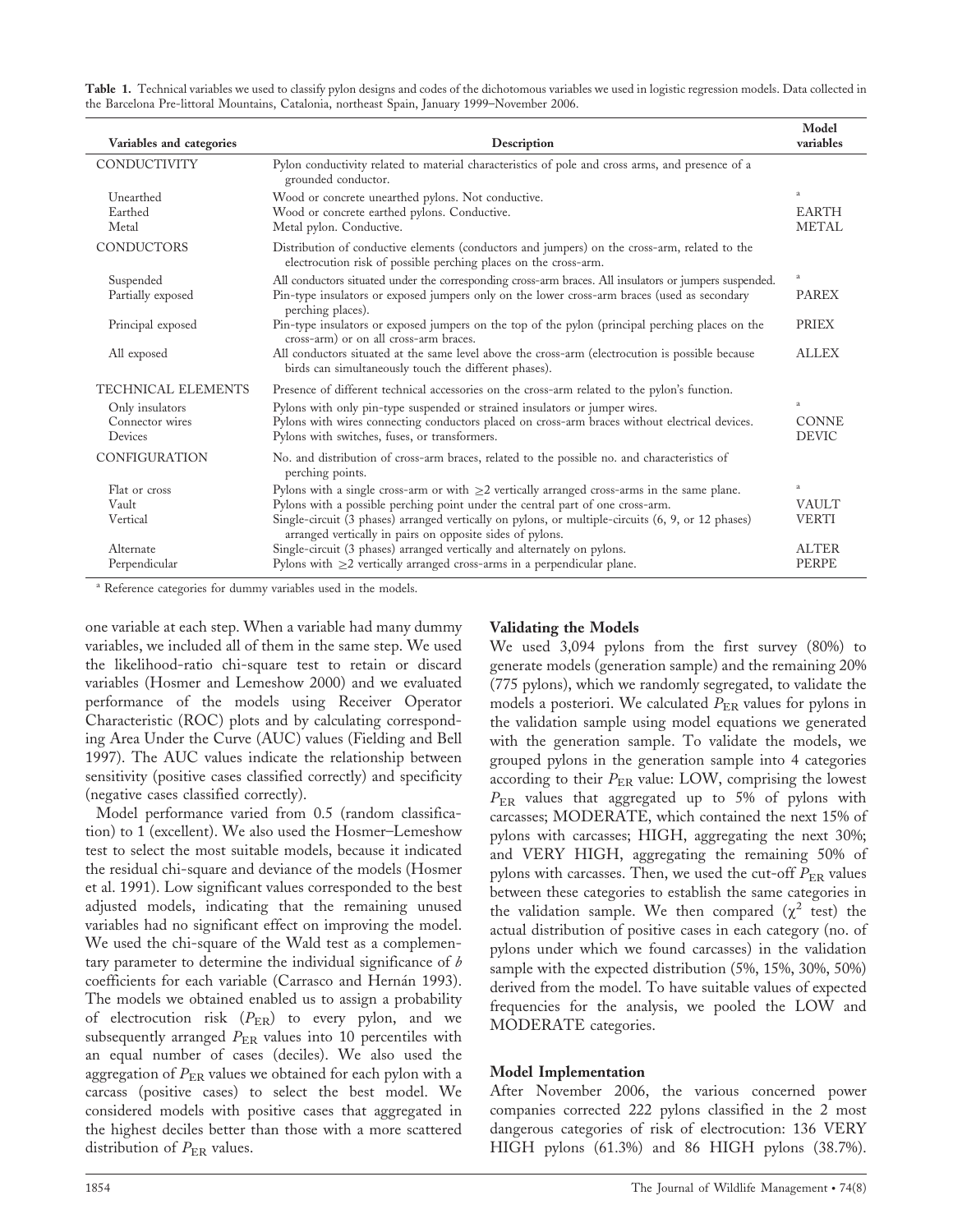**Table 1.** Technical variables we used to classify pylon designs and codes of the dichotomous variables we used in logistic regression models. Data collected in the Barcelona Pre-littoral Mountains, Catalonia, northeast Spain, January 1999–November 2006.

| Variables and categories | Description | Model variables |
|---|---|---|
| CONDUCTIVITY | Pylon conductivity related to material characteristics of pole and cross arms, and presence of a grounded conductor. | |
| Unearthed | Wood or concrete unearthed pylons. Not conductive. | [a] |
| Earthed | Wood or concrete earthed pylons. Conductive. | EARTH |
| Metal | Metal pylon. Conductive. | METAL |
| CONDUCTORS | Distribution of conductive elements (conductors and jumpers) on the cross-arm, related to the electrocution risk of possible perching places on the cross-arm. | |
| Suspended | All conductors situated under the corresponding cross-arm braces. All insulators or jumpers suspended. | [a] |
| Partially exposed | Pin-type insulators or exposed jumpers only on the lower cross-arm braces (used as secondary perching places). | PAREX |
| Principal exposed | Pin-type insulators or exposed jumpers on the top of the pylon (principal perching places on the cross-arm) or on all cross-arm braces. | PRIEX |
| All exposed | All conductors situated at the same level above the cross-arm (electrocution is possible because birds can simultaneously touch the different phases). | ALLEX |
| TECHNICAL ELEMENTS | Presence of different technical accessories on the cross-arm related to the pylon's function. | |
| Only insulators | Pylons with only pin-type suspended or strained insulators or jumper wires. | [a] |
| Connector wires | Pylons with wires connecting conductors placed on cross-arm braces without electrical devices. | CONNE |
| Devices | Pylons with switches, fuses, or transformers. | DEVIC |
| CONFIGURATION | No. and distribution of cross-arm braces, related to the possible no. and characteristics of perching points. | |
| Flat or cross | Pylons with a single cross-arm or with $\geq 2$ vertically arranged cross-arms in the same plane. | [a] |
| Vault | Pylons with a possible perching point under the central part of one cross-arm. | VAULT |
| Vertical | Single-circuit (3 phases) arranged vertically on pylons, or multiple-circuits (6, 9, or 12 phases) arranged vertically in pairs on opposite sides of pylons. | VERTI |
| Alternate | Single-circuit (3 phases) arranged vertically and alternately on pylons. | ALTER |
| Perpendicular | Pylons with $\geq 2$ vertically arranged cross-arms in a perpendicular plane. | PERPE |

[a] Reference categories for dummy variables used in the models.

one variable at each step. When a variable had many dummy variables, we included all of them in the same step. We used the likelihood-ratio chi-square test to retain or discard variables (Hosmer and Lemeshow 2000) and we evaluated performance of the models using Receiver Operator Characteristic (ROC) plots and by calculating corresponding Area Under the Curve (AUC) values (Fielding and Bell 1997). The AUC values indicate the relationship between sensitivity (positive cases classified correctly) and specificity (negative cases classified correctly).

Model performance varied from 0.5 (random classification) to 1 (excellent). We also used the Hosmer–Lemeshow test to select the most suitable models, because it indicated the residual chi-square and deviance of the models (Hosmer et al. 1991). Low significant values corresponded to the best adjusted models, indicating that the remaining unused variables had no significant effect on improving the model. We used the chi-square of the Wald test as a complementary parameter to determine the individual significance of *b* coefficients for each variable (Carrasco and Hernán 1993). The models we obtained enabled us to assign a probability of electrocution risk ($P_{ER}$) to every pylon, and we subsequently arranged $P_{ER}$ values into 10 percentiles with an equal number of cases (deciles). We also used the aggregation of $P_{ER}$ values we obtained for each pylon with a carcass (positive cases) to select the best model. We considered models with positive cases that aggregated in the highest deciles better than those with a more scattered distribution of $P_{ER}$ values.

### Validating the Models

We used 3,094 pylons from the first survey (80%) to generate models (generation sample) and the remaining 20% (775 pylons), which we randomly segregated, to validate the models a posteriori. We calculated $P_{ER}$ values for pylons in the validation sample using model equations we generated with the generation sample. To validate the models, we grouped pylons in the generation sample into 4 categories according to their $P_{ER}$ value: LOW, comprising the lowest $P_{ER}$ values that aggregated up to 5% of pylons with carcasses; MODERATE, which contained the next 15% of pylons with carcasses; HIGH, aggregating the next 30%; and VERY HIGH, aggregating the remaining 50% of pylons with carcasses. Then, we used the cut-off $P_{ER}$ values between these categories to establish the same categories in the validation sample. We then compared ($\chi^2$ test) the actual distribution of positive cases in each category (no. of pylons under which we found carcasses) in the validation sample with the expected distribution (5%, 15%, 30%, 50%) derived from the model. To have suitable values of expected frequencies for the analysis, we pooled the LOW and MODERATE categories.

### Model Implementation

After November 2006, the various concerned power companies corrected 222 pylons classified in the 2 most dangerous categories of risk of electrocution: 136 VERY HIGH pylons (61.3%) and 86 HIGH pylons (38.7%).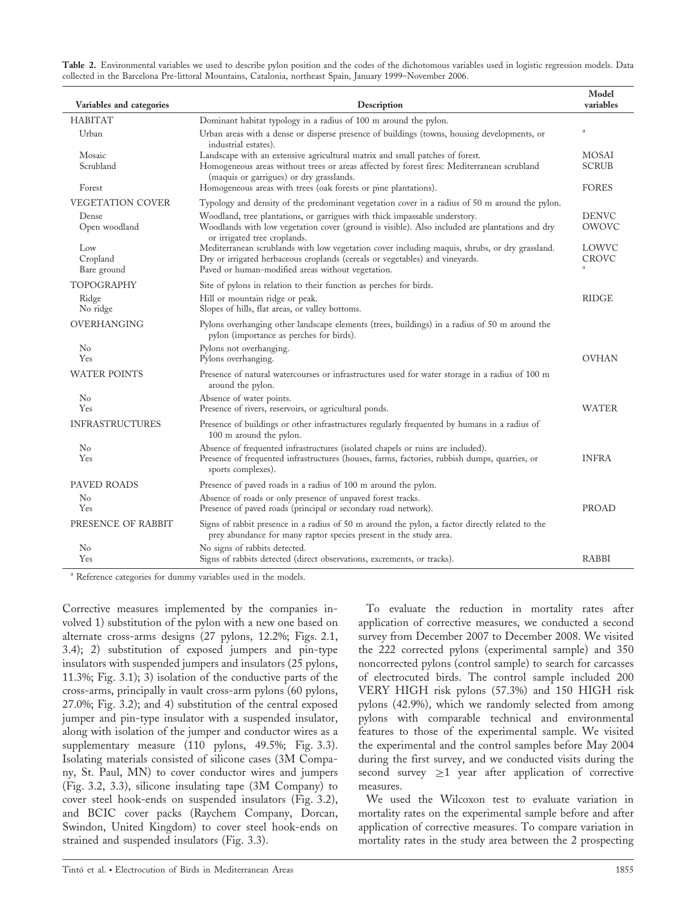**Table 2.** Environmental variables we used to describe pylon position and the codes of the dichotomous variables used in logistic regression models. Data collected in the Barcelona Pre-littoral Mountains, Catalonia, northeast Spain, January 1999–November 2006.

| Variables and categories | Description | Model variables |
|---|---|---|
| HABITAT | Dominant habitat typology in a radius of 100 m around the pylon. | |
| Urban | Urban areas with a dense or disperse presence of buildings (towns, housing developments, or industrial estates). | [a] |
| Mosaic | Landscape with an extensive agricultural matrix and small patches of forest. | MOSAI |
| Scrubland | Homogeneous areas without trees or areas affected by forest fires: Mediterranean scrubland (maquis or garrigues) or dry grasslands. | SCRUB |
| Forest | Homogeneous areas with trees (oak forests or pine plantations). | FORES |
| VEGETATION COVER | Typology and density of the predominant vegetation cover in a radius of 50 m around the pylon. | |
| Dense | Woodland, tree plantations, or garrigues with thick impassable understory. | DENVC |
| Open woodland | Woodlands with low vegetation cover (ground is visible). Also included are plantations and dry or irrigated tree croplands. | OWOVC |
| Low | Mediterranean scrublands with low vegetation cover including maquis, shrubs, or dry grassland. | LOWVC |
| Cropland | Dry or irrigated herbaceous croplands (cereals or vegetables) and vineyards. | CROVC |
| Bare ground | Paved or human-modified areas without vegetation. | [a] |
| TOPOGRAPHY | Site of pylons in relation to their function as perches for birds. | |
| Ridge | Hill or mountain ridge or peak. | RIDGE |
| No ridge | Slopes of hills, flat areas, or valley bottoms. | |
| OVERHANGING | Pylons overhanging other landscape elements (trees, buildings) in a radius of 50 m around the pylon (importance as perches for birds). | |
| No | Pylons not overhanging. | |
| Yes | Pylons overhanging. | OVHAN |
| WATER POINTS | Presence of natural watercourses or infrastructures used for water storage in a radius of 100 m around the pylon. | |
| No | Absence of water points. | |
| Yes | Presence of rivers, reservoirs, or agricultural ponds. | WATER |
| INFRASTRUCTURES | Presence of buildings or other infrastructures regularly frequented by humans in a radius of 100 m around the pylon. | |
| No | Absence of frequented infrastructures (isolated chapels or ruins are included). | |
| Yes | Presence of frequented infrastructures (houses, farms, factories, rubbish dumps, quarries, or sports complexes). | INFRA |
| PAVED ROADS | Presence of paved roads in a radius of 100 m around the pylon. | |
| No | Absence of roads or only presence of unpaved forest tracks. | |
| Yes | Presence of paved roads (principal or secondary road network). | PROAD |
| PRESENCE OF RABBIT | Signs of rabbit presence in a radius of 50 m around the pylon, a factor directly related to the prey abundance for many raptor species present in the study area. | |
| No | No signs of rabbits detected. | |
| Yes | Signs of rabbits detected (direct observations, excrements, or tracks). | RABBI |

[a] Reference categories for dummy variables used in the models.

Corrective measures implemented by the companies involved 1) substitution of the pylon with a new one based on alternate cross-arms designs (27 pylons, 12.2%; Figs. 2.1, 3.4); 2) substitution of exposed jumpers and pin-type insulators with suspended jumpers and insulators (25 pylons, 11.3%; Fig. 3.1); 3) isolation of the conductive parts of the cross-arms, principally in vault cross-arm pylons (60 pylons, 27.0%; Fig. 3.2); and 4) substitution of the central exposed jumper and pin-type insulator with a suspended insulator, along with isolation of the jumper and conductor wires as a supplementary measure (110 pylons, 49.5%; Fig. 3.3). Isolating materials consisted of silicone cases (3M Company, St. Paul, MN) to cover conductor wires and jumpers (Fig. 3.2, 3.3), silicone insulating tape (3M Company) to cover steel hook-ends on suspended insulators (Fig. 3.2), and BCIC cover packs (Raychem Company, Dorcan, Swindon, United Kingdom) to cover steel hook-ends on strained and suspended insulators (Fig. 3.3).

To evaluate the reduction in mortality rates after application of corrective measures, we conducted a second survey from December 2007 to December 2008. We visited the 222 corrected pylons (experimental sample) and 350 noncorrected pylons (control sample) to search for carcasses of electrocuted birds. The control sample included 200 VERY HIGH risk pylons (57.3%) and 150 HIGH risk pylons (42.9%), which we randomly selected from among pylons with comparable technical and environmental features to those of the experimental sample. We visited the experimental and the control samples before May 2004 during the first survey, and we conducted visits during the second survey $\geq$1 year after application of corrective measures.

We used the Wilcoxon test to evaluate variation in mortality rates on the experimental sample before and after application of corrective measures. To compare variation in mortality rates in the study area between the 2 prospecting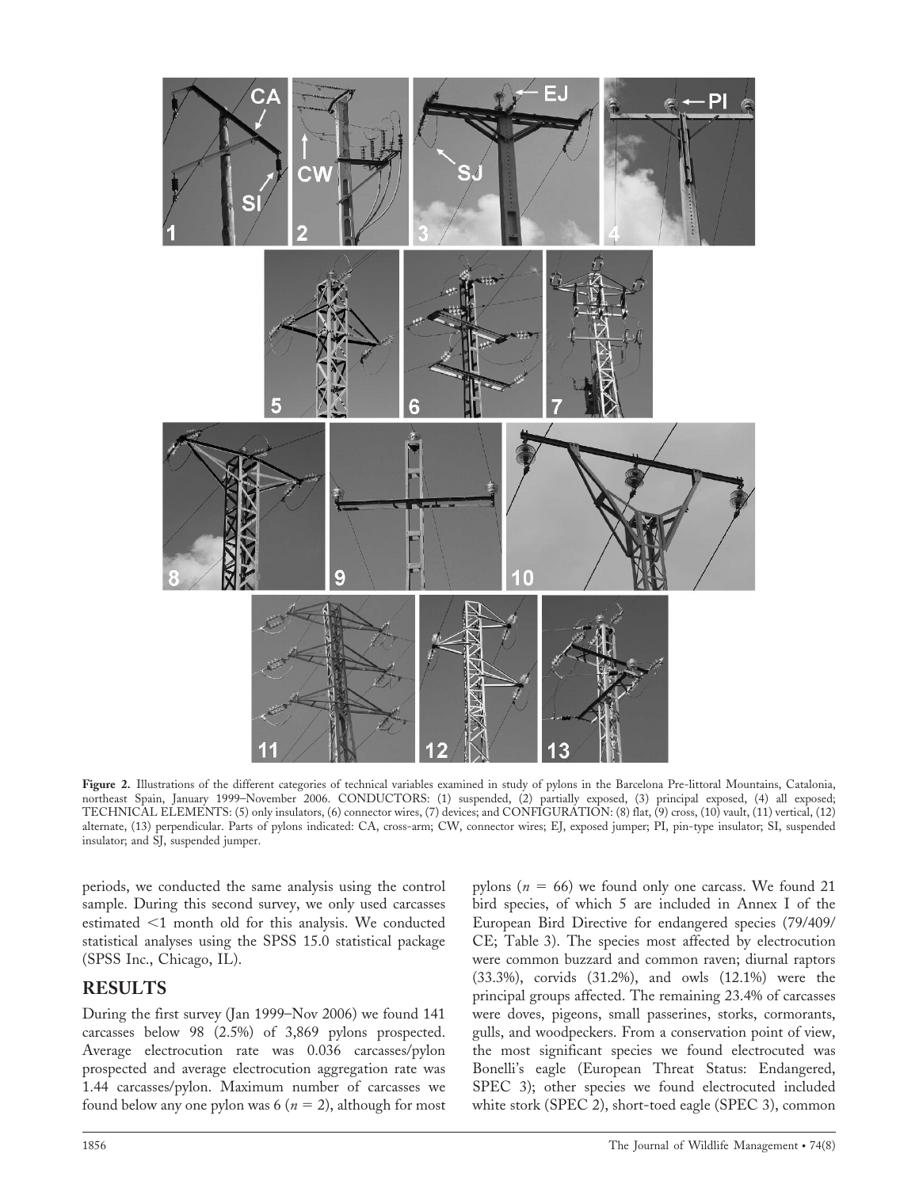**Figure 2.** Illustrations of the different categories of technical variables examined in study of pylons in the Barcelona Pre-littoral Mountains, Catalonia, northeast Spain, January 1999–November 2006. CONDUCTORS: (1) suspended, (2) partially exposed, (3) principal exposed, (4) all exposed; TECHNICAL ELEMENTS: (5) only insulators, (6) connector wires, (7) devices; and CONFIGURATION: (8) flat, (9) cross, (10) vault, (11) vertical, (12) alternate, (13) perpendicular. Parts of pylons indicated: CA, cross-arm; CW, connector wires; EJ, exposed jumper; PI, pin-type insulator; SI, suspended insulator; and SJ, suspended jumper.

periods, we conducted the same analysis using the control sample. During this second survey, we only used carcasses estimated <1 month old for this analysis. We conducted statistical analyses using the SPSS 15.0 statistical package (SPSS Inc., Chicago, IL).

## RESULTS

During the first survey (Jan 1999–Nov 2006) we found 141 carcasses below 98 (2.5%) of 3,869 pylons prospected. Average electrocution rate was 0.036 carcasses/pylon prospected and average electrocution aggregation rate was 1.44 carcasses/pylon. Maximum number of carcasses we found below any one pylon was 6 ($n = 2$), although for most pylons ($n = 66$) we found only one carcass. We found 21 bird species, of which 5 are included in Annex I of the European Bird Directive for endangered species (79/409/CE; Table 3). The species most affected by electrocution were common buzzard and common raven; diurnal raptors (33.3%), corvids (31.2%), and owls (12.1%) were the principal groups affected. The remaining 23.4% of carcasses were doves, pigeons, small passerines, storks, cormorants, gulls, and woodpeckers. From a conservation point of view, the most significant species we found electrocuted was Bonelli's eagle (European Threat Status: Endangered, SPEC 3); other species we found electrocuted included white stork (SPEC 2), short-toed eagle (SPEC 3), common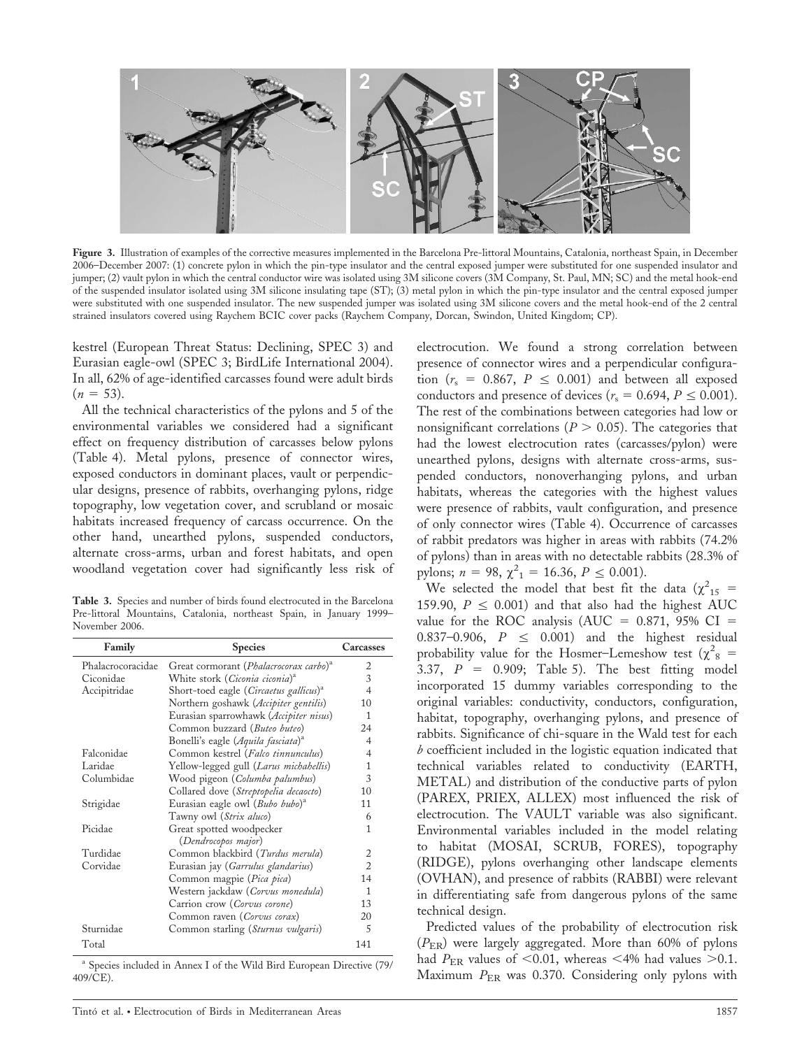**Figure 3.** Illustration of examples of the corrective measures implemented in the Barcelona Pre-littoral Mountains, Catalonia, northeast Spain, in December 2006–December 2007: (1) concrete pylon in which the pin-type insulator and the central exposed jumper were substituted for one suspended insulator and jumper; (2) vault pylon in which the central conductor wire was isolated using 3M silicone covers (3M Company, St. Paul, MN; SC) and the metal hook-end of the suspended insulator isolated using 3M silicone insulating tape (ST); (3) metal pylon in which the pin-type insulator and the central exposed jumper were substituted with one suspended insulator. The new suspended jumper was isolated using 3M silicone covers and the metal hook-end of the 2 central strained insulators covered using Raychem BCIC cover packs (Raychem Company, Dorcan, Swindon, United Kingdom; CP).

kestrel (European Threat Status: Declining, SPEC 3) and Eurasian eagle-owl (SPEC 3; BirdLife International 2004). In all, 62% of age-identified carcasses found were adult birds ($n = 53$).

All the technical characteristics of the pylons and 5 of the environmental variables we considered had a significant effect on frequency distribution of carcasses below pylons (Table 4). Metal pylons, presence of connector wires, exposed conductors in dominant places, vault or perpendicular designs, presence of rabbits, overhanging pylons, ridge topography, low vegetation cover, and scrubland or mosaic habitats increased frequency of carcass occurrence. On the other hand, unearthed pylons, suspended conductors, alternate cross-arms, urban and forest habitats, and open woodland vegetation cover had significantly less risk of electrocution. We found a strong correlation between presence of connector wires and a perpendicular configuration ($r_s = 0.867$, $P \leq 0.001$) and between all exposed conductors and presence of devices ($r_s = 0.694$, $P \leq 0.001$). The rest of the combinations between categories had low or nonsignificant correlations ($P > 0.05$). The categories that had the lowest electrocution rates (carcasses/pylon) were unearthed pylons, designs with alternate cross-arms, suspended conductors, nonoverhanging pylons, and urban habitats, whereas the categories with the highest values were presence of rabbits, vault configuration, and presence of only connector wires (Table 4). Occurrence of carcasses of rabbit predators was higher in areas with rabbits (74.2% of pylons) than in areas with no detectable rabbits (28.3% of pylons; $n = 98$, $\chi^2_1 = 16.36$, $P \leq 0.001$).

We selected the model that best fit the data ($\chi^2_{15} = 159.90$, $P \leq 0.001$) and that also had the highest AUC value for the ROC analysis (AUC = 0.871, 95% CI = 0.837–0.906, $P \leq 0.001$) and the highest residual probability value for the Hosmer–Lemeshow test ($\chi^2_8 = 3.37$, $P = 0.909$; Table 5). The best fitting model incorporated 15 dummy variables corresponding to the original variables: conductivity, conductors, configuration, habitat, topography, overhanging pylons, and presence of rabbits. Significance of chi-square in the Wald test for each *b* coefficient included in the logistic equation indicated that technical variables related to conductivity (EARTH, METAL) and distribution of the conductive parts of pylon (PAREX, PRIEX, ALLEX) most influenced the risk of electrocution. The VAULT variable was also significant. Environmental variables included in the model relating to habitat (MOSAI, SCRUB, FORES), topography (RIDGE), pylons overhanging other landscape elements (OVHAN), and presence of rabbits (RABBI) were relevant in differentiating safe from dangerous pylons of the same technical design.

Predicted values of the probability of electrocution risk ($P_{ER}$) were largely aggregated. More than 60% of pylons had $P_{ER}$ values of <0.01, whereas <4% had values >0.1. Maximum $P_{ER}$ was 0.370. Considering only pylons with

**Table 3.** Species and number of birds found electrocuted in the Barcelona Pre-littoral Mountains, Catalonia, northeast Spain, in January 1999–November 2006.

| Family | Species | Carcasses |
|---|---|---|
| Phalacrocoracidae | Great cormorant (*Phalacrocorax carbo*)[a] | 2 |
| Ciconidae | White stork (*Ciconia ciconia*)[a] | 3 |
| Accipitridae | Short-toed eagle (*Circaetus gallicus*)[a] | 4 |
| | Northern goshawk (*Accipiter gentilis*) | 10 |
| | Eurasian sparrowhawk (*Accipiter nisus*) | 1 |
| | Common buzzard (*Buteo buteo*) | 24 |
| | Bonelli's eagle (*Aquila fasciata*)[a] | 4 |
| Falconidae | Common kestrel (*Falco tinnunculus*) | 4 |
| Laridae | Yellow-legged gull (*Larus michahellis*) | 1 |
| Columbidae | Wood pigeon (*Columba palumbus*) | 3 |
| | Collared dove (*Streptopelia decaocto*) | 10 |
| Strigidae | Eurasian eagle owl (*Bubo bubo*)[a] | 11 |
| | Tawny owl (*Strix aluco*) | 6 |
| Picidae | Great spotted woodpecker (*Dendrocopos major*) | 1 |
| Turdidae | Common blackbird (*Turdus merula*) | 2 |
| Corvidae | Eurasian jay (*Garrulus glandarius*) | 2 |
| | Common magpie (*Pica pica*) | 14 |
| | Western jackdaw (*Corvus monedula*) | 1 |
| | Carrion crow (*Corvus corone*) | 13 |
| | Common raven (*Corvus corax*) | 20 |
| Sturnidae | Common starling (*Sturnus vulgaris*) | 5 |
| Total | | 141 |

[a] Species included in Annex I of the Wild Bird European Directive (79/409/CE).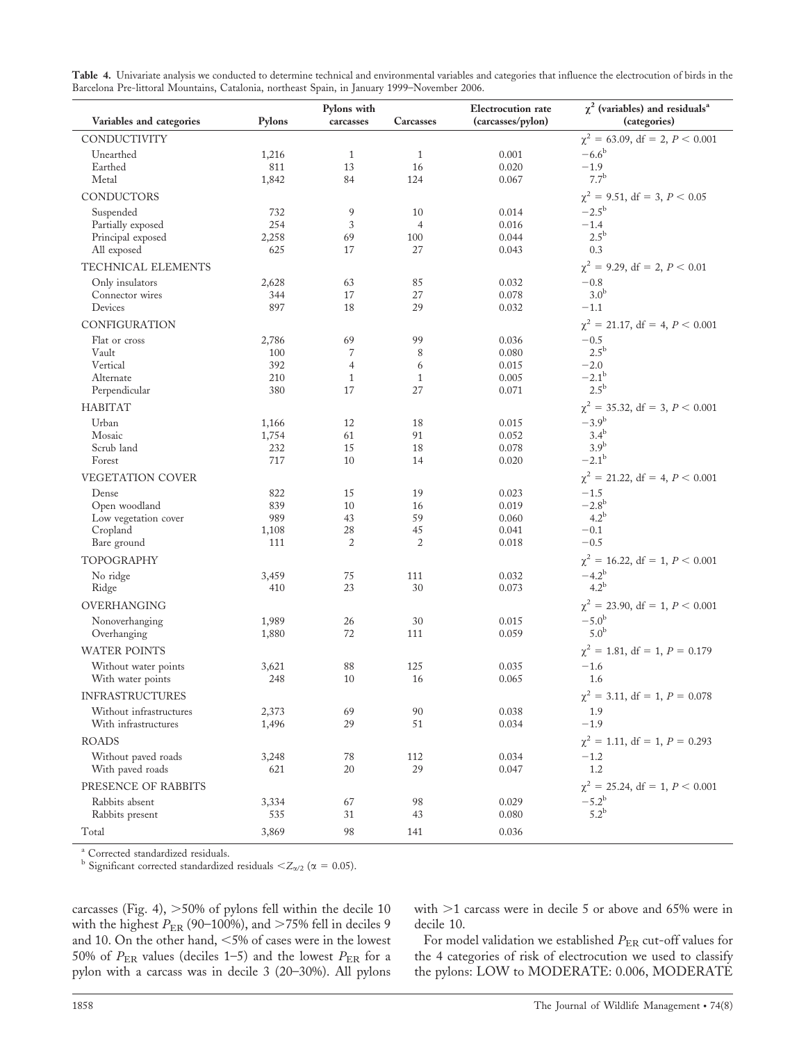**Table 4.** Univariate analysis we conducted to determine technical and environmental variables and categories that influence the electrocution of birds in the Barcelona Pre-littoral Mountains, Catalonia, northeast Spain, in January 1999–November 2006.

| Variables and categories | Pylons | Pylons with carcasses | Carcasses | Electrocution rate (carcasses/pylon) | $\chi^2$ (variables) and residuals[a] (categories) |
|---|---|---|---|---|---|
| CONDUCTIVITY | | | | | $\chi^2 = 63.09$, df = 2, $P < 0.001$ |
| Unearthed | 1,216 | 1 | 1 | 0.001 | −6.6[b] |
| Earthed | 811 | 13 | 16 | 0.020 | −1.9 |
| Metal | 1,842 | 84 | 124 | 0.067 | 7.7[b] |
| CONDUCTORS | | | | | $\chi^2 = 9.51$, df = 3, $P < 0.05$ |
| Suspended | 732 | 9 | 10 | 0.014 | −2.5[b] |
| Partially exposed | 254 | 3 | 4 | 0.016 | −1.4 |
| Principal exposed | 2,258 | 69 | 100 | 0.044 | 2.5[b] |
| All exposed | 625 | 17 | 27 | 0.043 | 0.3 |
| TECHNICAL ELEMENTS | | | | | $\chi^2 = 9.29$, df = 2, $P < 0.01$ |
| Only insulators | 2,628 | 63 | 85 | 0.032 | −0.8 |
| Connector wires | 344 | 17 | 27 | 0.078 | 3.0[b] |
| Devices | 897 | 18 | 29 | 0.032 | −1.1 |
| CONFIGURATION | | | | | $\chi^2 = 21.17$, df = 4, $P < 0.001$ |
| Flat or cross | 2,786 | 69 | 99 | 0.036 | −0.5 |
| Vault | 100 | 7 | 8 | 0.080 | 2.5[b] |
| Vertical | 392 | 4 | 6 | 0.015 | −2.0 |
| Alternate | 210 | 1 | 1 | 0.005 | −2.1[b] |
| Perpendicular | 380 | 17 | 27 | 0.071 | 2.5[b] |
| HABITAT | | | | | $\chi^2 = 35.32$, df = 3, $P < 0.001$ |
| Urban | 1,166 | 12 | 18 | 0.015 | −3.9[b] |
| Mosaic | 1,754 | 61 | 91 | 0.052 | 3.4[b] |
| Scrub land | 232 | 15 | 18 | 0.078 | 3.9[b] |
| Forest | 717 | 10 | 14 | 0.020 | −2.1[b] |
| VEGETATION COVER | | | | | $\chi^2 = 21.22$, df = 4, $P < 0.001$ |
| Dense | 822 | 15 | 19 | 0.023 | −1.5 |
| Open woodland | 839 | 10 | 16 | 0.019 | −2.8[b] |
| Low vegetation cover | 989 | 43 | 59 | 0.060 | 4.2[b] |
| Cropland | 1,108 | 28 | 45 | 0.041 | −0.1 |
| Bare ground | 111 | 2 | 2 | 0.018 | −0.5 |
| TOPOGRAPHY | | | | | $\chi^2 = 16.22$, df = 1, $P < 0.001$ |
| No ridge | 3,459 | 75 | 111 | 0.032 | −4.2[b] |
| Ridge | 410 | 23 | 30 | 0.073 | 4.2[b] |
| OVERHANGING | | | | | $\chi^2 = 23.90$, df = 1, $P < 0.001$ |
| Nonoverhanging | 1,989 | 26 | 30 | 0.015 | −5.0[b] |
| Overhanging | 1,880 | 72 | 111 | 0.059 | 5.0[b] |
| WATER POINTS | | | | | $\chi^2 = 1.81$, df = 1, $P = 0.179$ |
| Without water points | 3,621 | 88 | 125 | 0.035 | −1.6 |
| With water points | 248 | 10 | 16 | 0.065 | 1.6 |
| INFRASTRUCTURES | | | | | $\chi^2 = 3.11$, df = 1, $P = 0.078$ |
| Without infrastructures | 2,373 | 69 | 90 | 0.038 | 1.9 |
| With infrastructures | 1,496 | 29 | 51 | 0.034 | −1.9 |
| ROADS | | | | | $\chi^2 = 1.11$, df = 1, $P = 0.293$ |
| Without paved roads | 3,248 | 78 | 112 | 0.034 | −1.2 |
| With paved roads | 621 | 20 | 29 | 0.047 | 1.2 |
| PRESENCE OF RABBITS | | | | | $\chi^2 = 25.24$, df = 1, $P < 0.001$ |
| Rabbits absent | 3,334 | 67 | 98 | 0.029 | −5.2[b] |
| Rabbits present | 535 | 31 | 43 | 0.080 | 5.2[b] |
| Total | 3,869 | 98 | 141 | 0.036 | |

[a] Corrected standardized residuals.
[b] Significant corrected standardized residuals $< Z_{\alpha/2}$ ($\alpha = 0.05$).

carcasses (Fig. 4), >50% of pylons fell within the decile 10 with the highest $P_{ER}$ (90–100%), and >75% fell in deciles 9 and 10. On the other hand, <5% of cases were in the lowest 50% of $P_{ER}$ values (deciles 1–5) and the lowest $P_{ER}$ for a pylon with a carcass was in decile 3 (20–30%). All pylons with >1 carcass were in decile 5 or above and 65% were in decile 10.

For model validation we established $P_{ER}$ cut-off values for the 4 categories of risk of electrocution we used to classify the pylons: LOW to MODERATE: 0.006, MODERATE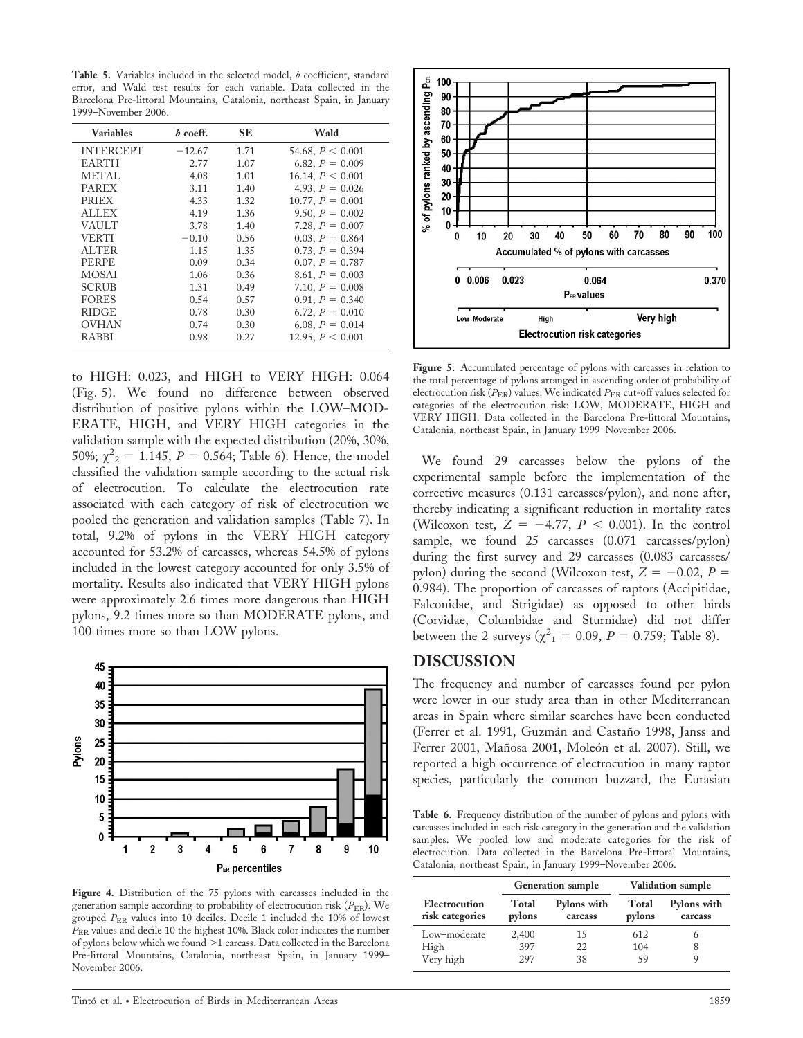**Table 5.** Variables included in the selected model, *b* coefficient, standard error, and Wald test results for each variable. Data collected in the Barcelona Pre-littoral Mountains, Catalonia, northeast Spain, in January 1999–November 2006.

| Variables | *b* coeff. | SE | Wald |
|---|---|---|---|
| INTERCEPT | −12.67 | 1.71 | 54.68, $P < 0.001$ |
| EARTH | 2.77 | 1.07 | 6.82, $P = 0.009$ |
| METAL | 4.08 | 1.01 | 16.14, $P < 0.001$ |
| PAREX | 3.11 | 1.40 | 4.93, $P = 0.026$ |
| PRIEX | 4.33 | 1.32 | 10.77, $P = 0.001$ |
| ALLEX | 4.19 | 1.36 | 9.50, $P = 0.002$ |
| VAULT | 3.78 | 1.40 | 7.28, $P = 0.007$ |
| VERTI | −0.10 | 0.56 | 0.03, $P = 0.864$ |
| ALTER | 1.15 | 1.35 | 0.73, $P = 0.394$ |
| PERPE | 0.09 | 0.34 | 0.07, $P = 0.787$ |
| MOSAI | 1.06 | 0.36 | 8.61, $P = 0.003$ |
| SCRUB | 1.31 | 0.49 | 7.10, $P = 0.008$ |
| FORES | 0.54 | 0.57 | 0.91, $P = 0.340$ |
| RIDGE | 0.78 | 0.30 | 6.72, $P = 0.010$ |
| OVHAN | 0.74 | 0.30 | 6.08, $P = 0.014$ |
| RABBI | 0.98 | 0.27 | 12.95, $P < 0.001$ |

to HIGH: 0.023, and HIGH to VERY HIGH: 0.064 (Fig. 5). We found no difference between observed distribution of positive pylons within the LOW–MODERATE, HIGH, and VERY HIGH categories in the validation sample with the expected distribution (20%, 30%, 50%; $\chi^2_2 = 1.145$, $P = 0.564$; Table 6). Hence, the model classified the validation sample according to the actual risk of electrocution. To calculate the electrocution rate associated with each category of risk of electrocution we pooled the generation and validation samples (Table 7). In total, 9.2% of pylons in the VERY HIGH category accounted for 53.2% of carcasses, whereas 54.5% of pylons included in the lowest category accounted for only 3.5% of mortality. Results also indicated that VERY HIGH pylons were approximately 2.6 times more dangerous than HIGH pylons, 9.2 times more so than MODERATE pylons, and 100 times more so than LOW pylons.

**Figure 4.** Distribution of the 75 pylons with carcasses included in the generation sample according to probability of electrocution risk ($P_{ER}$). We grouped $P_{ER}$ values into 10 deciles. Decile 1 included the 10% of lowest $P_{ER}$ values and decile 10 the highest 10%. Black color indicates the number of pylons below which we found >1 carcass. Data collected in the Barcelona Pre-littoral Mountains, Catalonia, northeast Spain, in January 1999–November 2006.

**Figure 5.** Accumulated percentage of pylons with carcasses in relation to the total percentage of pylons arranged in ascending order of probability of electrocution risk ($P_{ER}$) values. We indicated $P_{ER}$ cut-off values selected for categories of the electrocution risk: LOW, MODERATE, HIGH and VERY HIGH. Data collected in the Barcelona Pre-littoral Mountains, Catalonia, northeast Spain, in January 1999–November 2006.

We found 29 carcasses below the pylons of the experimental sample before the implementation of the corrective measures (0.131 carcasses/pylon), and none after, thereby indicating a significant reduction in mortality rates (Wilcoxon test, $Z = -4.77$, $P \leq 0.001$). In the control sample, we found 25 carcasses (0.071 carcasses/pylon) during the first survey and 29 carcasses (0.083 carcasses/pylon) during the second (Wilcoxon test, $Z = -0.02$, $P = 0.984$). The proportion of carcasses of raptors (Accipitidae, Falconidae, and Strigidae) as opposed to other birds (Corvidae, Columbidae and Sturnidae) did not differ between the 2 surveys ($\chi^2_1 = 0.09$, $P = 0.759$; Table 8).

## DISCUSSION

The frequency and number of carcasses found per pylon were lower in our study area than in other Mediterranean areas in Spain where similar searches have been conducted (Ferrer et al. 1991, Guzmán and Castaño 1998, Janss and Ferrer 2001, Mañosa 2001, Moleón et al. 2007). Still, we reported a high occurrence of electrocution in many raptor species, particularly the common buzzard, the Eurasian

**Table 6.** Frequency distribution of the number of pylons and pylons with carcasses included in each risk category in the generation and the validation samples. We pooled low and moderate categories for the risk of electrocution. Data collected in the Barcelona Pre-littoral Mountains, Catalonia, northeast Spain, in January 1999–November 2006.

| Electrocution risk categories | Generation sample | | Validation sample | |
|---|---|---|---|---|
| | Total pylons | Pylons with carcass | Total pylons | Pylons with carcass |
| Low–moderate | 2,400 | 15 | 612 | 6 |
| High | 397 | 22 | 104 | 8 |
| Very high | 297 | 38 | 59 | 9 |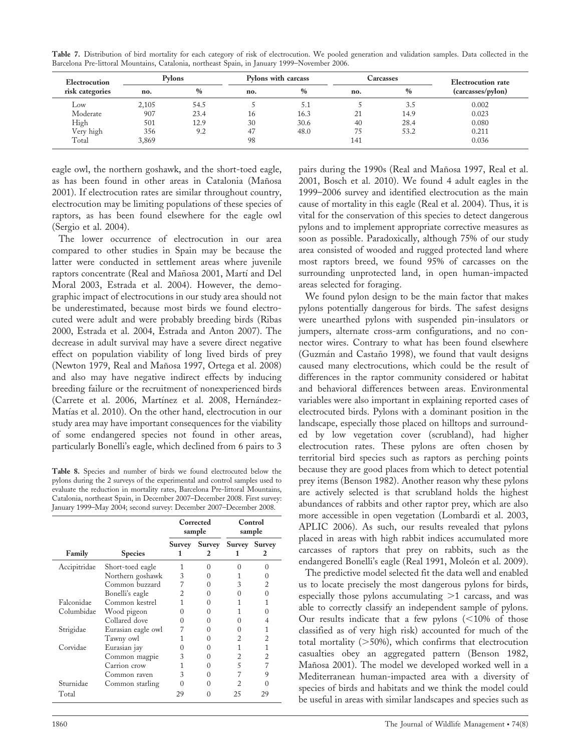**Table 7.** Distribution of bird mortality for each category of risk of electrocution. We pooled generation and validation samples. Data collected in the Barcelona Pre-littoral Mountains, Catalonia, northeast Spain, in January 1999–November 2006.

| Electrocution risk categories | Pylons | | Pylons with carcass | | Carcasses | | Electrocution rate (carcasses/pylon) |
|---|---|---|---|---|---|---|---|
| | no. | % | no. | % | no. | % | |
| Low | 2,105 | 54.5 | 5 | 5.1 | 5 | 3.5 | 0.002 |
| Moderate | 907 | 23.4 | 16 | 16.3 | 21 | 14.9 | 0.023 |
| High | 501 | 12.9 | 30 | 30.6 | 40 | 28.4 | 0.080 |
| Very high | 356 | 9.2 | 47 | 48.0 | 75 | 53.2 | 0.211 |
| Total | 3,869 | | 98 | | 141 | | 0.036 |

eagle owl, the northern goshawk, and the short-toed eagle, as has been found in other areas in Catalonia (Mañosa 2001). If electrocution rates are similar throughout country, electrocution may be limiting populations of these species of raptors, as has been found elsewhere for the eagle owl (Sergio et al. 2004).

The lower occurrence of electrocution in our area compared to other studies in Spain may be because the latter were conducted in settlement areas where juvenile raptors concentrate (Real and Mañosa 2001, Martí and Del Moral 2003, Estrada et al. 2004). However, the demographic impact of electrocutions in our study area should not be underestimated, because most birds we found electrocuted were adult and were probably breeding birds (Ribas 2000, Estrada et al. 2004, Estrada and Anton 2007). The decrease in adult survival may have a severe direct negative effect on population viability of long lived birds of prey (Newton 1979, Real and Mañosa 1997, Ortega et al. 2008) and also may have negative indirect effects by inducing breeding failure or the recruitment of nonexperienced birds (Carrete et al. 2006, Martínez et al. 2008, Hernández-Matías et al. 2010). On the other hand, electrocution in our study area may have important consequences for the viability of some endangered species not found in other areas, particularly Bonelli's eagle, which declined from 6 pairs to 3 pairs during the 1990s (Real and Mañosa 1997, Real et al. 2001, Bosch et al. 2010). We found 4 adult eagles in the 1999–2006 survey and identified electrocution as the main cause of mortality in this eagle (Real et al. 2004). Thus, it is vital for the conservation of this species to detect dangerous pylons and to implement appropriate corrective measures as soon as possible. Paradoxically, although 75% of our study area consisted of wooded and rugged protected land where most raptors breed, we found 95% of carcasses on the surrounding unprotected land, in open human-impacted areas selected for foraging.

**Table 8.** Species and number of birds we found electrocuted below the pylons during the 2 surveys of the experimental and control samples used to evaluate the reduction in mortality rates, Barcelona Pre-littoral Mountains, Catalonia, northeast Spain, in December 2007–December 2008. First survey: January 1999–May 2004; second survey: December 2007–December 2008.

| Family | Species | Corrected sample | | Control sample | |
|---|---|---|---|---|---|
| | | Survey 1 | Survey 2 | Survey 1 | Survey 2 |
| Accipitridae | Short-toed eagle | 1 | 0 | 0 | 0 |
| | Northern goshawk | 3 | 0 | 1 | 0 |
| | Common buzzard | 7 | 0 | 3 | 2 |
| | Bonelli's eagle | 2 | 0 | 0 | 0 |
| Falconidae | Common kestrel | 1 | 0 | 1 | 1 |
| Columbidae | Wood pigeon | 0 | 0 | 1 | 0 |
| | Collared dove | 0 | 0 | 0 | 4 |
| Strigidae | Eurasian eagle owl | 7 | 0 | 0 | 1 |
| | Tawny owl | 1 | 0 | 2 | 2 |
| Corvidae | Eurasian jay | 0 | 0 | 1 | 1 |
| | Common magpie | 3 | 0 | 2 | 2 |
| | Carrion crow | 1 | 0 | 5 | 7 |
| | Common raven | 3 | 0 | 7 | 9 |
| Sturnidae | Common starling | 0 | 0 | 2 | 0 |
| Total | | 29 | 0 | 25 | 29 |

We found pylon design to be the main factor that makes pylons potentially dangerous for birds. The safest designs were unearthed pylons with suspended pin-insulators or jumpers, alternate cross-arm configurations, and no connector wires. Contrary to what has been found elsewhere (Guzmán and Castaño 1998), we found that vault designs caused many electrocutions, which could be the result of differences in the raptor community considered or habitat and behavioral differences between areas. Environmental variables were also important in explaining reported cases of electrocuted birds. Pylons with a dominant position in the landscape, especially those placed on hilltops and surrounded by low vegetation cover (scrubland), had higher electrocution rates. These pylons are often chosen by territorial bird species such as raptors as perching points because they are good places from which to detect potential prey items (Benson 1982). Another reason why these pylons are actively selected is that scrubland holds the highest abundances of rabbits and other raptor prey, which are also more accessible in open vegetation (Lombardi et al. 2003, APLIC 2006). As such, our results revealed that pylons placed in areas with high rabbit indices accumulated more carcasses of raptors that prey on rabbits, such as the endangered Bonelli's eagle (Real 1991, Moleón et al. 2009).

The predictive model selected fit the data well and enabled us to locate precisely the most dangerous pylons for birds, especially those pylons accumulating >1 carcass, and was able to correctly classify an independent sample of pylons. Our results indicate that a few pylons (<10% of those classified as of very high risk) accounted for much of the total mortality (>50%), which confirms that electrocution casualties obey an aggregated pattern (Benson 1982, Mañosa 2001). The model we developed worked well in a Mediterranean human-impacted area with a diversity of species of birds and habitats and we think the model could be useful in areas with similar landscapes and species such as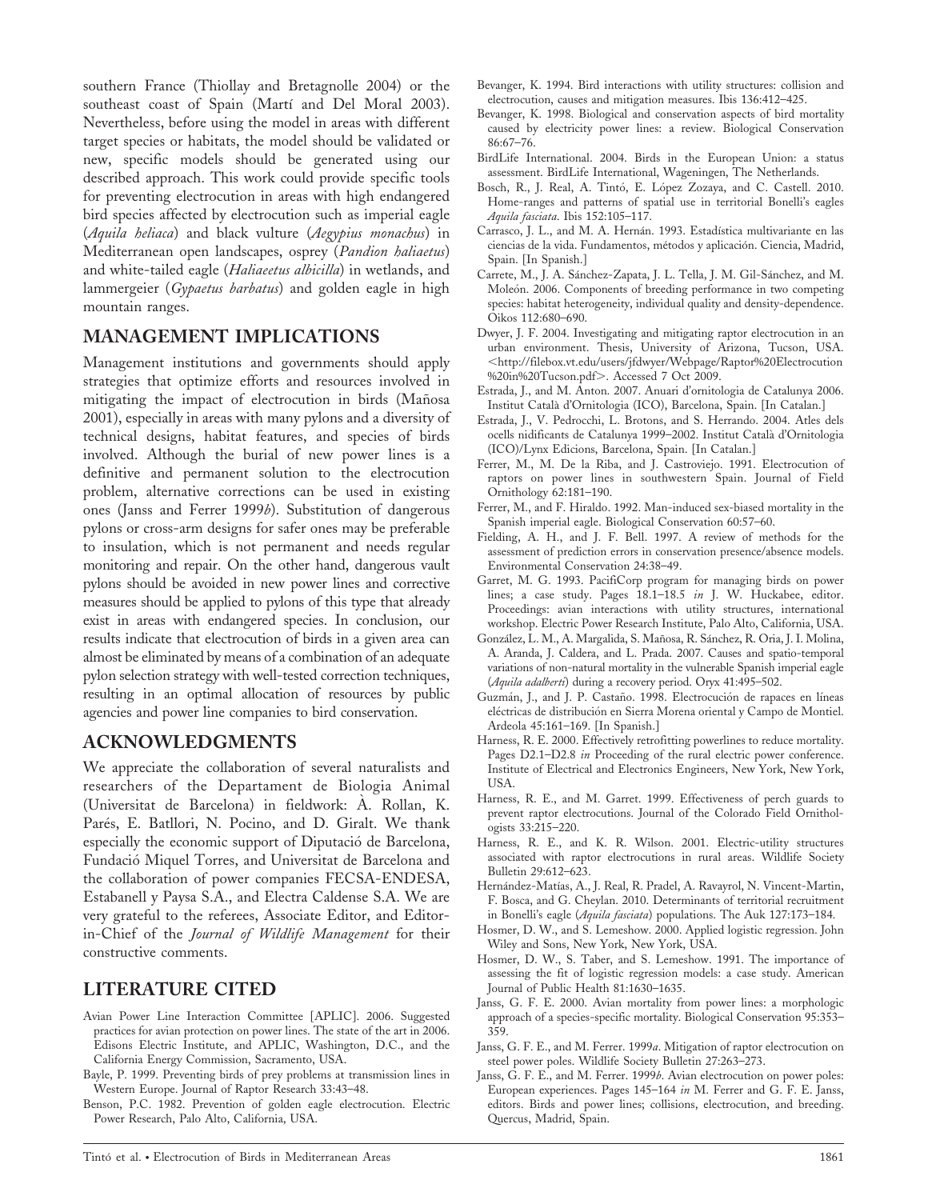southern France (Thiollay and Bretagnolle 2004) or the southeast coast of Spain (Martí and Del Moral 2003). Nevertheless, before using the model in areas with different target species or habitats, the model should be validated or new, specific models should be generated using our described approach. This work could provide specific tools for preventing electrocution in areas with high endangered bird species affected by electrocution such as imperial eagle (*Aquila heliaca*) and black vulture (*Aegypius monachus*) in Mediterranean open landscapes, osprey (*Pandion haliaetus*) and white-tailed eagle (*Haliaeetus albicilla*) in wetlands, and lammergeier (*Gypaetus barbatus*) and golden eagle in high mountain ranges.

## MANAGEMENT IMPLICATIONS

Management institutions and governments should apply strategies that optimize efforts and resources involved in mitigating the impact of electrocution in birds (Mañosa 2001), especially in areas with many pylons and a diversity of technical designs, habitat features, and species of birds involved. Although the burial of new power lines is a definitive and permanent solution to the electrocution problem, alternative corrections can be used in existing ones (Janss and Ferrer 1999*b*). Substitution of dangerous pylons or cross-arm designs for safer ones may be preferable to insulation, which is not permanent and needs regular monitoring and repair. On the other hand, dangerous vault pylons should be avoided in new power lines and corrective measures should be applied to pylons of this type that already exist in areas with endangered species. In conclusion, our results indicate that electrocution of birds in a given area can almost be eliminated by means of a combination of an adequate pylon selection strategy with well-tested correction techniques, resulting in an optimal allocation of resources by public agencies and power line companies to bird conservation.

## ACKNOWLEDGMENTS

We appreciate the collaboration of several naturalists and researchers of the Departament de Biologia Animal (Universitat de Barcelona) in fieldwork: À. Rollan, K. Parés, E. Batllori, N. Pocino, and D. Giralt. We thank especially the economic support of Diputació de Barcelona, Fundació Miquel Torres, and Universitat de Barcelona and the collaboration of power companies FECSA-ENDESA, Estabanell y Paysa S.A., and Electra Caldense S.A. We are very grateful to the referees, Associate Editor, and Editor-in-Chief of the *Journal of Wildlife Management* for their constructive comments.

## LITERATURE CITED

Avian Power Line Interaction Committee [APLIC]. 2006. Suggested practices for avian protection on power lines. The state of the art in 2006. Edisons Electric Institute, and APLIC, Washington, D.C., and the California Energy Commission, Sacramento, USA.

Bayle, P. 1999. Preventing birds of prey problems at transmission lines in Western Europe. Journal of Raptor Research 33:43–48.

Benson, P.C. 1982. Prevention of golden eagle electrocution. Electric Power Research, Palo Alto, California, USA.

Bevanger, K. 1994. Bird interactions with utility structures: collision and electrocution, causes and mitigation measures. Ibis 136:412–425.

Bevanger, K. 1998. Biological and conservation aspects of bird mortality caused by electricity power lines: a review. Biological Conservation 86:67–76.

BirdLife International. 2004. Birds in the European Union: a status assessment. BirdLife International, Wageningen, The Netherlands.

Bosch, R., J. Real, A. Tintó, E. López Zozaya, and C. Castell. 2010. Home-ranges and patterns of spatial use in territorial Bonelli's eagles *Aquila fasciata*. Ibis 152:105–117.

Carrasco, J. L., and M. A. Hernán. 1993. Estadística multivariante en las ciencias de la vida. Fundamentos, métodos y aplicación. Ciencia, Madrid, Spain. [In Spanish.]

Carrete, M., J. A. Sánchez-Zapata, J. L. Tella, J. M. Gil-Sánchez, and M. Moleón. 2006. Components of breeding performance in two competing species: habitat heterogeneity, individual quality and density-dependence. Oikos 112:680–690.

Dwyer, J. F. 2004. Investigating and mitigating raptor electrocution in an urban environment. Thesis, University of Arizona, Tucson, USA. <http://filebox.vt.edu/users/jfdwyer/Webpage/Raptor%20Electrocution%20in%20Tucson.pdf>. Accessed 7 Oct 2009.

Estrada, J., and M. Anton. 2007. Anuari d'ornitologia de Catalunya 2006. Institut Català d'Ornitologia (ICO), Barcelona, Spain. [In Catalan.]

Estrada, J., V. Pedrocchi, L. Brotons, and S. Herrando. 2004. Atles dels ocells nidificants de Catalunya 1999–2002. Institut Català d'Ornitologia (ICO)/Lynx Edicions, Barcelona, Spain. [In Catalan.]

Ferrer, M., M. De la Riba, and J. Castroviejo. 1991. Electrocution of raptors on power lines in southwestern Spain. Journal of Field Ornithology 62:181–190.

Ferrer, M., and F. Hiraldo. 1992. Man-induced sex-biased mortality in the Spanish imperial eagle. Biological Conservation 60:57–60.

Fielding, A. H., and J. F. Bell. 1997. A review of methods for the assessment of prediction errors in conservation presence/absence models. Environmental Conservation 24:38–49.

Garret, M. G. 1993. PacifiCorp program for managing birds on power lines; a case study. Pages 18.1–18.5 *in* J. W. Huckabee, editor. Proceedings: avian interactions with utility structures, international workshop. Electric Power Research Institute, Palo Alto, California, USA.

González, L. M., A. Margalida, S. Mañosa, R. Sánchez, R. Oria, J. I. Molina, A. Aranda, J. Caldera, and L. Prada. 2007. Causes and spatio-temporal variations of non-natural mortality in the vulnerable Spanish imperial eagle (*Aquila adalberti*) during a recovery period. Oryx 41:495–502.

Guzmán, J., and J. P. Castaño. 1998. Electrocución de rapaces en líneas eléctricas de distribución en Sierra Morena oriental y Campo de Montiel. Ardeola 45:161–169. [In Spanish.]

Harness, R. E. 2000. Effectively retrofitting powerlines to reduce mortality. Pages D2.1–D2.8 *in* Proceeding of the rural electric power conference. Institute of Electrical and Electronics Engineers, New York, New York, USA.

Harness, R. E., and M. Garret. 1999. Effectiveness of perch guards to prevent raptor electrocutions. Journal of the Colorado Field Ornithologists 33:215–220.

Harness, R. E., and K. R. Wilson. 2001. Electric-utility structures associated with raptor electrocutions in rural areas. Wildlife Society Bulletin 29:612–623.

Hernández-Matías, A., J. Real, R. Pradel, A. Ravayrol, N. Vincent-Martin, F. Bosca, and G. Cheylan. 2010. Determinants of territorial recruitment in Bonelli's eagle (*Aquila fasciata*) populations. The Auk 127:173–184.

Hosmer, D. W., and S. Lemeshow. 2000. Applied logistic regression. John Wiley and Sons, New York, New York, USA.

Hosmer, D. W., S. Taber, and S. Lemeshow. 1991. The importance of assessing the fit of logistic regression models: a case study. American Journal of Public Health 81:1630–1635.

Janss, G. F. E. 2000. Avian mortality from power lines: a morphologic approach of a species-specific mortality. Biological Conservation 95:353–359.

Janss, G. F. E., and M. Ferrer. 1999*a*. Mitigation of raptor electrocution on steel power poles. Wildlife Society Bulletin 27:263–273.

Janss, G. F. E., and M. Ferrer. 1999*b*. Avian electrocution on power poles: European experiences. Pages 145–164 *in* M. Ferrer and G. F. E. Janss, editors. Birds and power lines; collisions, electrocution, and breeding. Quercus, Madrid, Spain.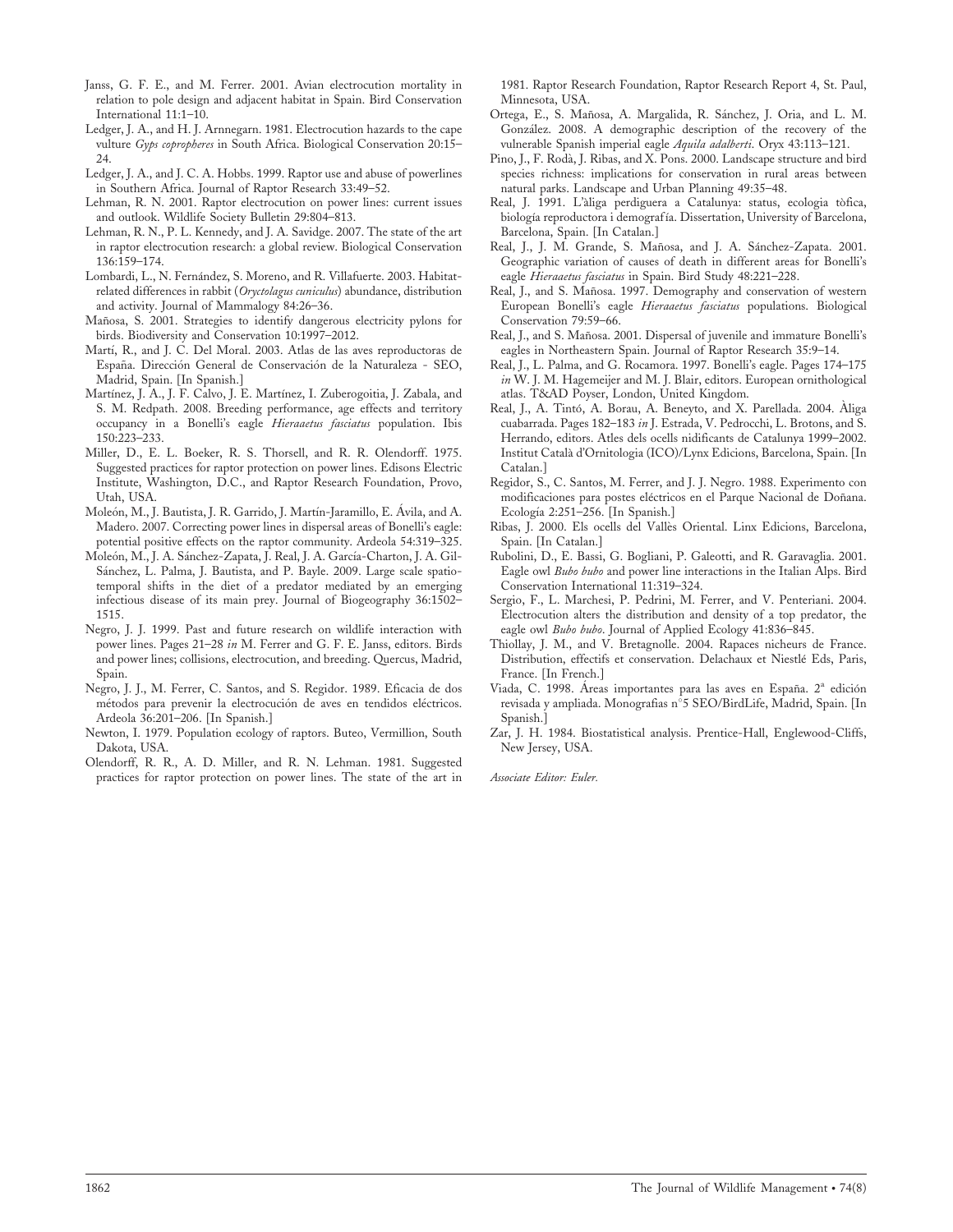Janss, G. F. E., and M. Ferrer. 2001. Avian electrocution mortality in relation to pole design and adjacent habitat in Spain. Bird Conservation International 11:1–10.

Ledger, J. A., and H. J. Arnnegarn. 1981. Electrocution hazards to the cape vulture *Gyps coprophere*s in South Africa. Biological Conservation 20:15–24.

Ledger, J. A., and J. C. A. Hobbs. 1999. Raptor use and abuse of powerlines in Southern Africa. Journal of Raptor Research 33:49–52.

Lehman, R. N. 2001. Raptor electrocution on power lines: current issues and outlook. Wildlife Society Bulletin 29:804–813.

Lehman, R. N., P. L. Kennedy, and J. A. Savidge. 2007. The state of the art in raptor electrocution research: a global review. Biological Conservation 136:159–174.

Lombardi, L., N. Fernández, S. Moreno, and R. Villafuerte. 2003. Habitat-related differences in rabbit (*Oryctolagus cuniculus*) abundance, distribution and activity. Journal of Mammalogy 84:26–36.

Mañosa, S. 2001. Strategies to identify dangerous electricity pylons for birds. Biodiversity and Conservation 10:1997–2012.

Martí, R., and J. C. Del Moral. 2003. Atlas de las aves reproductoras de España. Dirección General de Conservación de la Naturaleza - SEO, Madrid, Spain. [In Spanish.]

Martínez, J. A., J. F. Calvo, J. E. Martínez, I. Zuberogoitia, J. Zabala, and S. M. Redpath. 2008. Breeding performance, age effects and territory occupancy in a Bonelli's eagle *Hieraaetus fasciatus* population. Ibis 150:223–233.

Miller, D., E. L. Boeker, R. S. Thorsell, and R. R. Olendorff. 1975. Suggested practices for raptor protection on power lines. Edisons Electric Institute, Washington, D.C., and Raptor Research Foundation, Provo, Utah, USA.

Moleón, M., J. Bautista, J. R. Garrido, J. Martín-Jaramillo, E. Ávila, and A. Madero. 2007. Correcting power lines in dispersal areas of Bonelli's eagle: potential positive effects on the raptor community. Ardeola 54:319–325.

Moleón, M., J. A. Sánchez-Zapata, J. Real, J. A. García-Charton, J. A. Gil-Sánchez, L. Palma, J. Bautista, and P. Bayle. 2009. Large scale spatio-temporal shifts in the diet of a predator mediated by an emerging infectious disease of its main prey. Journal of Biogeography 36:1502–1515.

Negro, J. J. 1999. Past and future research on wildlife interaction with power lines. Pages 21–28 *in* M. Ferrer and G. F. E. Janss, editors. Birds and power lines; collisions, electrocution, and breeding. Quercus, Madrid, Spain.

Negro, J. J., M. Ferrer, C. Santos, and S. Regidor. 1989. Eficacia de dos métodos para prevenir la electrocución de aves en tendidos eléctricos. Ardeola 36:201–206. [In Spanish.]

Newton, I. 1979. Population ecology of raptors. Buteo, Vermillion, South Dakota, USA.

Olendorff, R. R., A. D. Miller, and R. N. Lehman. 1981. Suggested practices for raptor protection on power lines. The state of the art in 1981. Raptor Research Foundation, Raptor Research Report 4, St. Paul, Minnesota, USA.

Ortega, E., S. Mañosa, A. Margalida, R. Sánchez, J. Oria, and L. M. González. 2008. A demographic description of the recovery of the vulnerable Spanish imperial eagle *Aquila adalberti*. Oryx 43:113–121.

Pino, J., F. Rodà, J. Ribas, and X. Pons. 2000. Landscape structure and bird species richness: implications for conservation in rural areas between natural parks. Landscape and Urban Planning 49:35–48.

Real, J. 1991. L'àliga perdiguera a Catalunya: status, ecologia tòfica, biología reproductora i demografía. Dissertation, University of Barcelona, Barcelona, Spain. [In Catalan.]

Real, J., J. M. Grande, S. Mañosa, and J. A. Sánchez-Zapata. 2001. Geographic variation of causes of death in different areas for Bonelli's eagle *Hieraaetus fasciatus* in Spain. Bird Study 48:221–228.

Real, J., and S. Mañosa. 1997. Demography and conservation of western European Bonelli's eagle *Hieraaetus fasciatus* populations. Biological Conservation 79:59–66.

Real, J., and S. Mañosa. 2001. Dispersal of juvenile and immature Bonelli's eagles in Northeastern Spain. Journal of Raptor Research 35:9–14.

Real, J., L. Palma, and G. Rocamora. 1997. Bonelli's eagle. Pages 174–175 *in* W. J. M. Hagemeijer and M. J. Blair, editors. European ornithological atlas. T&AD Poyser, London, United Kingdom.

Real, J., A. Tintó, A. Borau, A. Beneyto, and X. Parellada. 2004. Àliga cuabarrada. Pages 182–183 *in* J. Estrada, V. Pedrocchi, L. Brotons, and S. Herrando, editors. Atles dels ocells nidificants de Catalunya 1999–2002. Institut Català d'Ornitologia (ICO)/Lynx Edicions, Barcelona, Spain. [In Catalan.]

Regidor, S., C. Santos, M. Ferrer, and J. J. Negro. 1988. Experimento con modificaciones para postes eléctricos en el Parque Nacional de Doñana. Ecología 2:251–256. [In Spanish.]

Ribas, J. 2000. Els ocells del Vallès Oriental. Linx Edicions, Barcelona, Spain. [In Catalan.]

Rubolini, D., E. Bassi, G. Bogliani, P. Galeotti, and R. Garavaglia. 2001. Eagle owl *Bubo bubo* and power line interactions in the Italian Alps. Bird Conservation International 11:319–324.

Sergio, F., L. Marchesi, P. Pedrini, M. Ferrer, and V. Penteriani. 2004. Electrocution alters the distribution and density of a top predator, the eagle owl *Bubo bubo*. Journal of Applied Ecology 41:836–845.

Thiollay, J. M., and V. Bretagnolle. 2004. Rapaces nicheurs de France. Distribution, effectifs et conservation. Delachaux et Niestlé Eds, Paris, France. [In French.]

Viada, C. 1998. Áreas importantes para las aves en España. 2ª edición revisada y ampliada. Monografías n°5 SEO/BirdLife, Madrid, Spain. [In Spanish.]

Zar, J. H. 1984. Biostatistical analysis. Prentice-Hall, Englewood-Cliffs, New Jersey, USA.

*Associate Editor: Euler.*